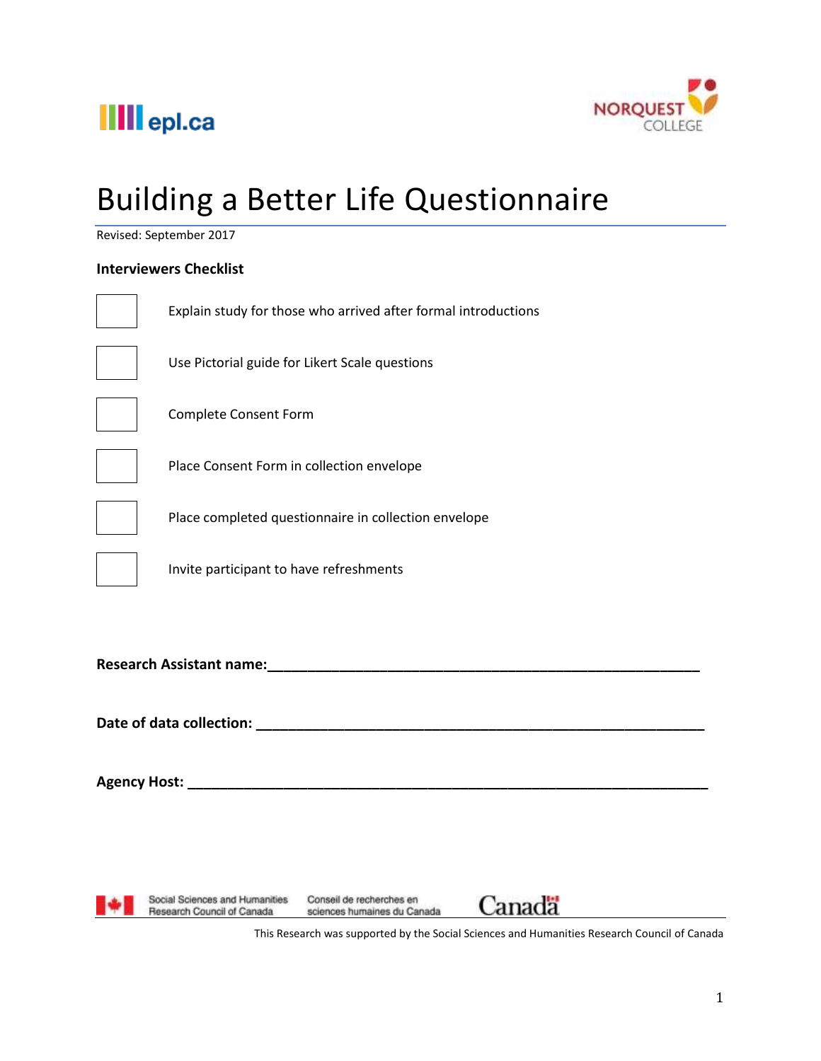epl.ca

NORQUEST COLLEGE

# Building a Better Life Questionnaire

Revised: September 2017

**Interviewers Checklist**

- [ ] Explain study for those who arrived after formal introductions
- [ ] Use Pictorial guide for Likert Scale questions
- [ ] Complete Consent Form
- [ ] Place Consent Form in collection envelope
- [ ] Place completed questionnaire in collection envelope
- [ ] Invite participant to have refreshments

**Research Assistant name:**_______________________________________________________

**Date of data collection:** _______________________________________________________

**Agency Host:** _____________________________________________________________

Social Sciences and Humanities Research Council of Canada | Conseil de recherches en sciences humaines du Canada | Canada

This Research was supported by the Social Sciences and Humanities Research Council of Canada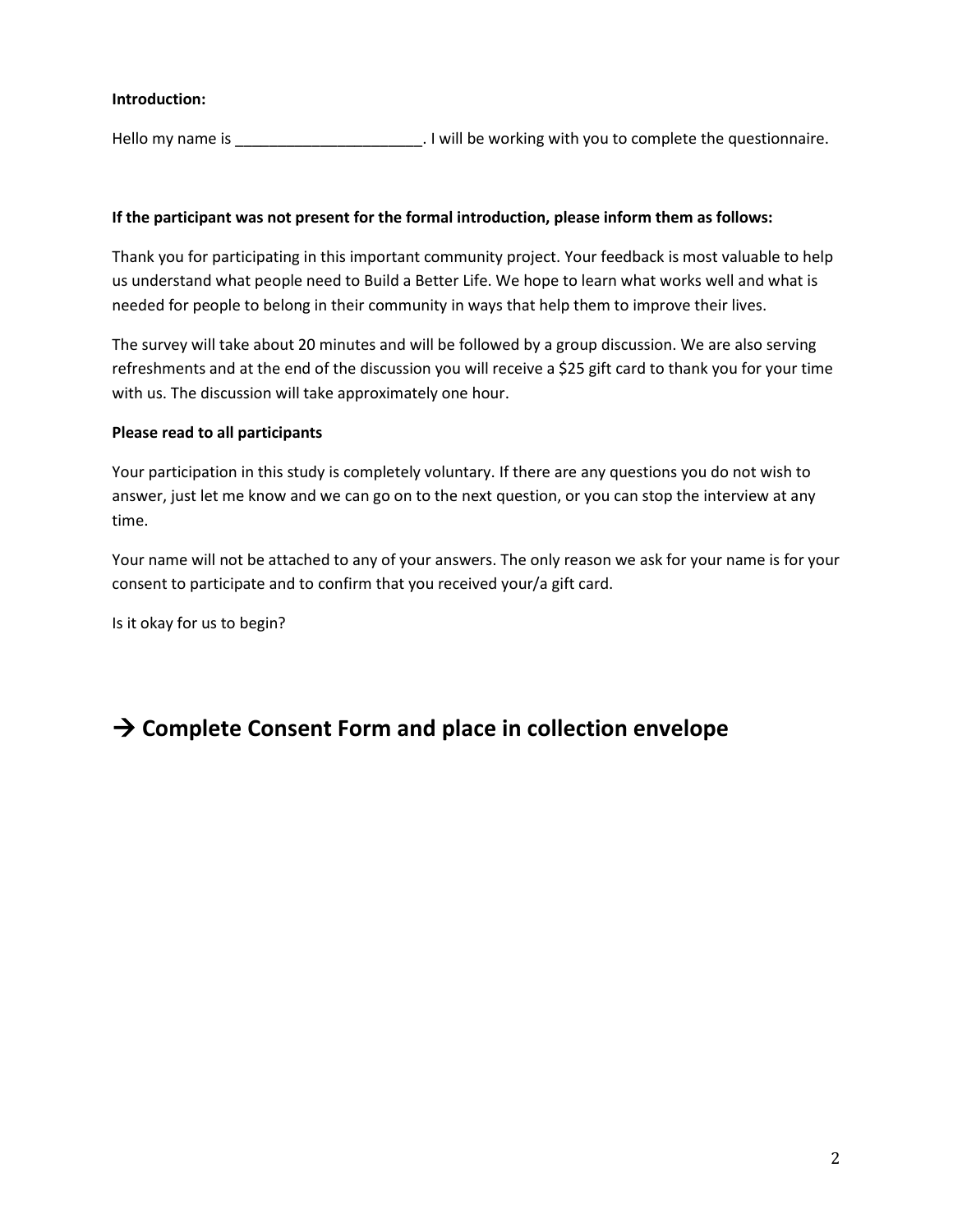**Introduction:**

Hello my name is ______________________. I will be working with you to complete the questionnaire.

**If the participant was not present for the formal introduction, please inform them as follows:**

Thank you for participating in this important community project. Your feedback is most valuable to help us understand what people need to Build a Better Life. We hope to learn what works well and what is needed for people to belong in their community in ways that help them to improve their lives.

The survey will take about 20 minutes and will be followed by a group discussion. We are also serving refreshments and at the end of the discussion you will receive a $25 gift card to thank you for your time with us. The discussion will take approximately one hour.

**Please read to all participants**

Your participation in this study is completely voluntary. If there are any questions you do not wish to answer, just let me know and we can go on to the next question, or you can stop the interview at any time.

Your name will not be attached to any of your answers. The only reason we ask for your name is for your consent to participate and to confirm that you received your/a gift card.

Is it okay for us to begin?

## → Complete Consent Form and place in collection envelope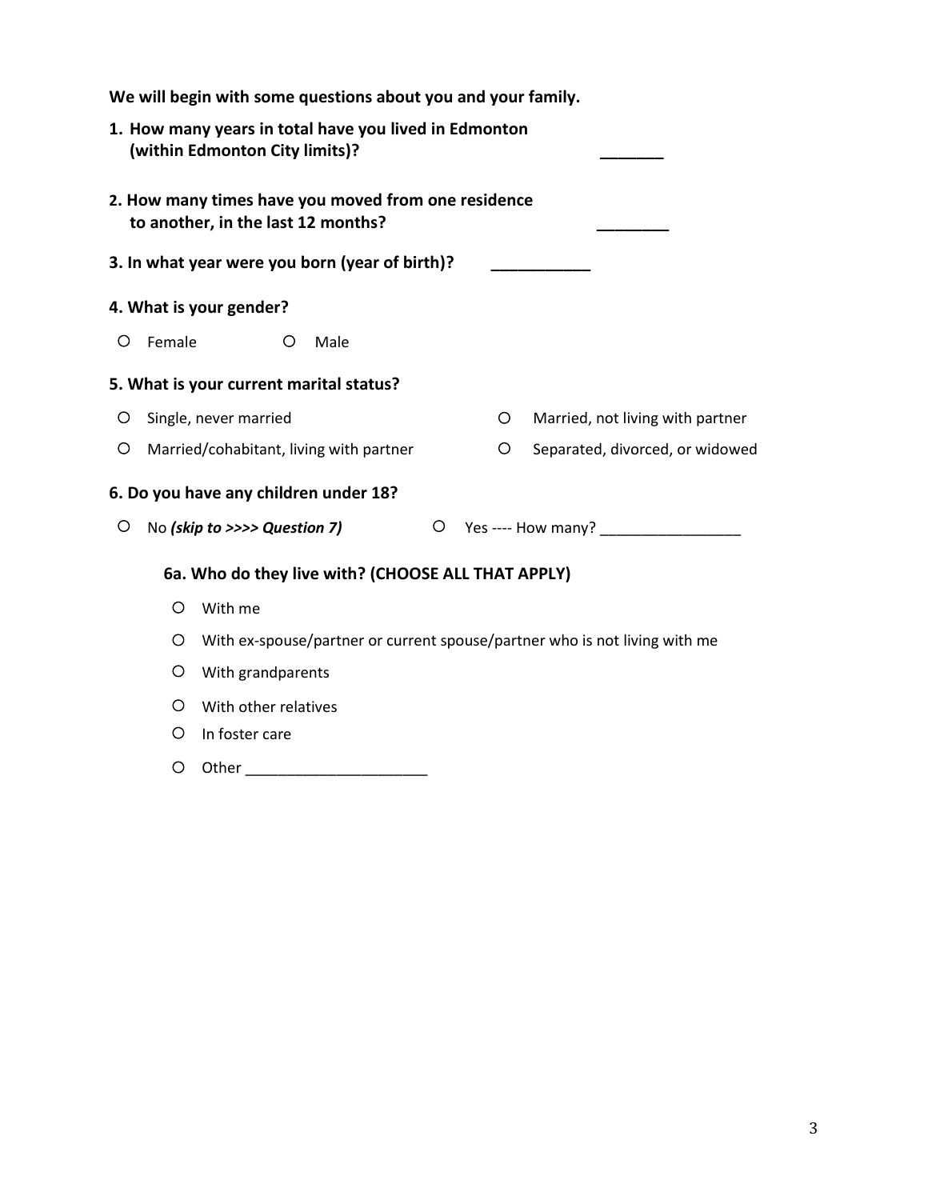**We will begin with some questions about you and your family.**

**1. How many years in total have you lived in Edmonton (within Edmonton City limits)?** _______

**2. How many times have you moved from one residence to another, in the last 12 months?** ________

**3. In what year were you born (year of birth)?** ___________

**4. What is your gender?**

- ○ Female
- ○ Male

**5. What is your current marital status?**

- ○ Single, never married
- ○ Married/cohabitant, living with partner
- ○ Married, not living with partner
- ○ Separated, divorced, or widowed

**6. Do you have any children under 18?**

- ○ No ***(skip to >>>> Question 7)***
- ○ Yes ---- How many? _________________

**6a. Who do they live with? (CHOOSE ALL THAT APPLY)**

- ○ With me
- ○ With ex-spouse/partner or current spouse/partner who is not living with me
- ○ With grandparents
- ○ With other relatives
- ○ In foster care
- ○ Other ______________________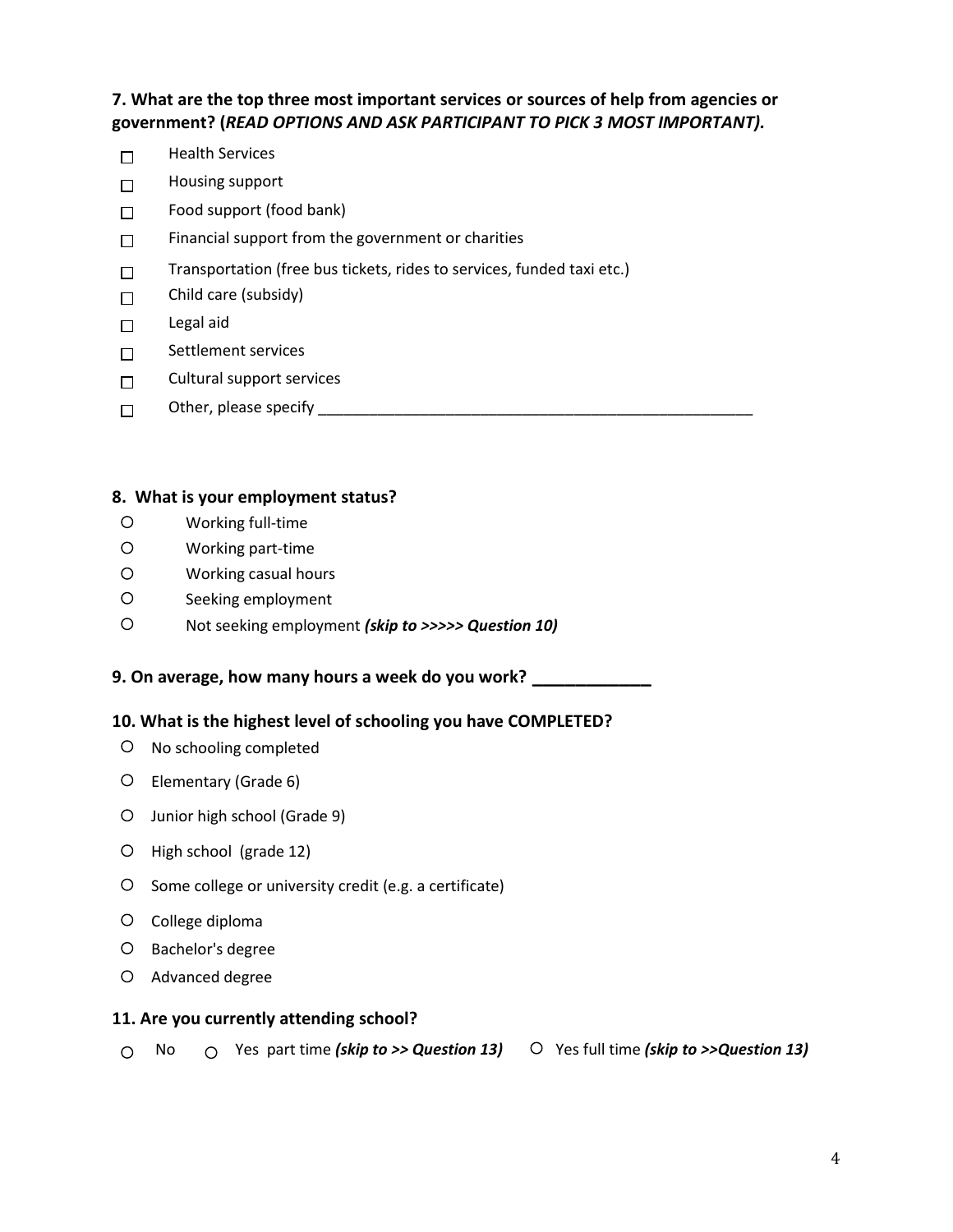**7. What are the top three most important services or sources of help from agencies or government? (*READ OPTIONS AND ASK PARTICIPANT TO PICK 3 MOST IMPORTANT).***

- ☐ Health Services
- ☐ Housing support
- ☐ Food support (food bank)
- ☐ Financial support from the government or charities
- ☐ Transportation (free bus tickets, rides to services, funded taxi etc.)
- ☐ Child care (subsidy)
- ☐ Legal aid
- ☐ Settlement services
- ☐ Cultural support services
- ☐ Other, please specify ______________________________________________________

**8. What is your employment status?**

- ○ Working full-time
- ○ Working part-time
- ○ Working casual hours
- ○ Seeking employment
- ○ Not seeking employment ***(skip to >>>>> Question 10)***

**9. On average, how many hours a week do you work? _____________**

**10. What is the highest level of schooling you have COMPLETED?**

- ○ No schooling completed
- ○ Elementary (Grade 6)
- ○ Junior high school (Grade 9)
- ○ High school (grade 12)
- ○ Some college or university credit (e.g. a certificate)
- ○ College diploma
- ○ Bachelor's degree
- ○ Advanced degree

**11. Are you currently attending school?**

○ No ○ Yes part time ***(skip to >> Question 13)*** ○ Yes full time ***(skip to >>Question 13)***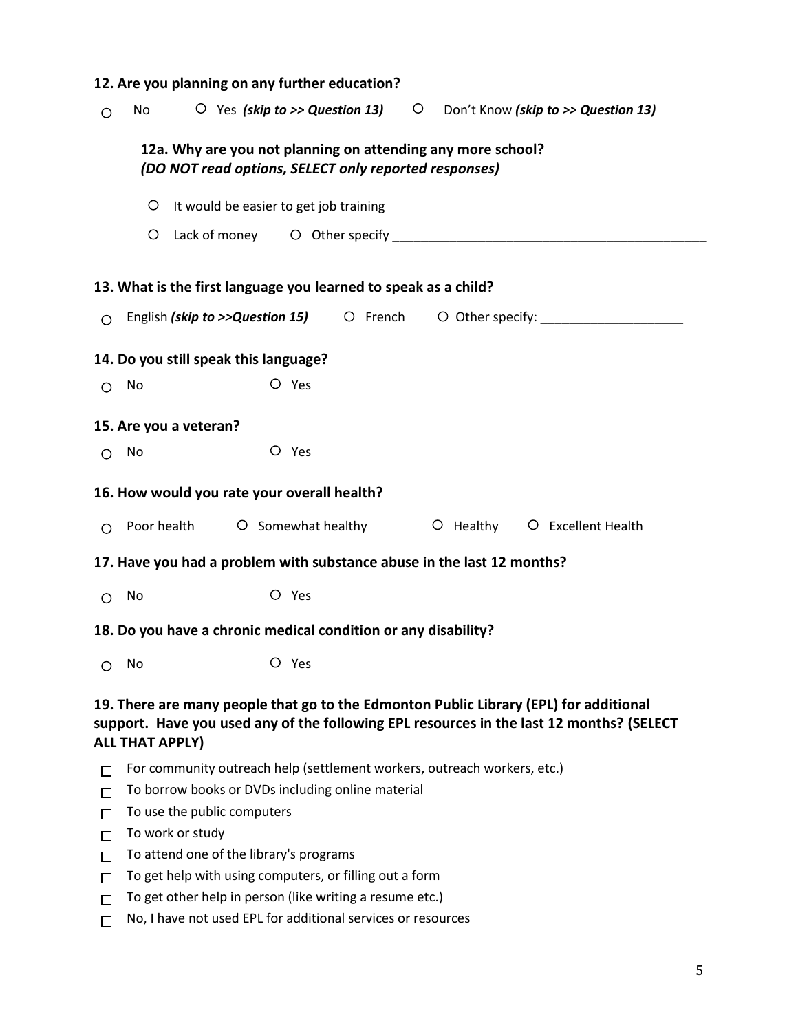**12. Are you planning on any further education?**

○ No ○ Yes *(skip to >> Question 13)* ○ Don't Know *(skip to >> Question 13)*

**12a. Why are you not planning on attending any more school?**
***(DO NOT read options, SELECT only reported responses)***

○ It would be easier to get job training

○ Lack of money ○ Other specify ____________________________________________

**13. What is the first language you learned to speak as a child?**

○ English *(skip to >>Question 15)* ○ French ○ Other specify: ____________________

**14. Do you still speak this language?**

○ No ○ Yes

**15. Are you a veteran?**

○ No ○ Yes

**16. How would you rate your overall health?**

○ Poor health ○ Somewhat healthy ○ Healthy ○ Excellent Health

**17. Have you had a problem with substance abuse in the last 12 months?**

○ No ○ Yes

**18. Do you have a chronic medical condition or any disability?**

○ No ○ Yes

**19. There are many people that go to the Edmonton Public Library (EPL) for additional support. Have you used any of the following EPL resources in the last 12 months? (SELECT ALL THAT APPLY)**

- ☐ For community outreach help (settlement workers, outreach workers, etc.)
- ☐ To borrow books or DVDs including online material
- ☐ To use the public computers
- ☐ To work or study
- ☐ To attend one of the library's programs
- ☐ To get help with using computers, or filling out a form
- ☐ To get other help in person (like writing a resume etc.)
- ☐ No, I have not used EPL for additional services or resources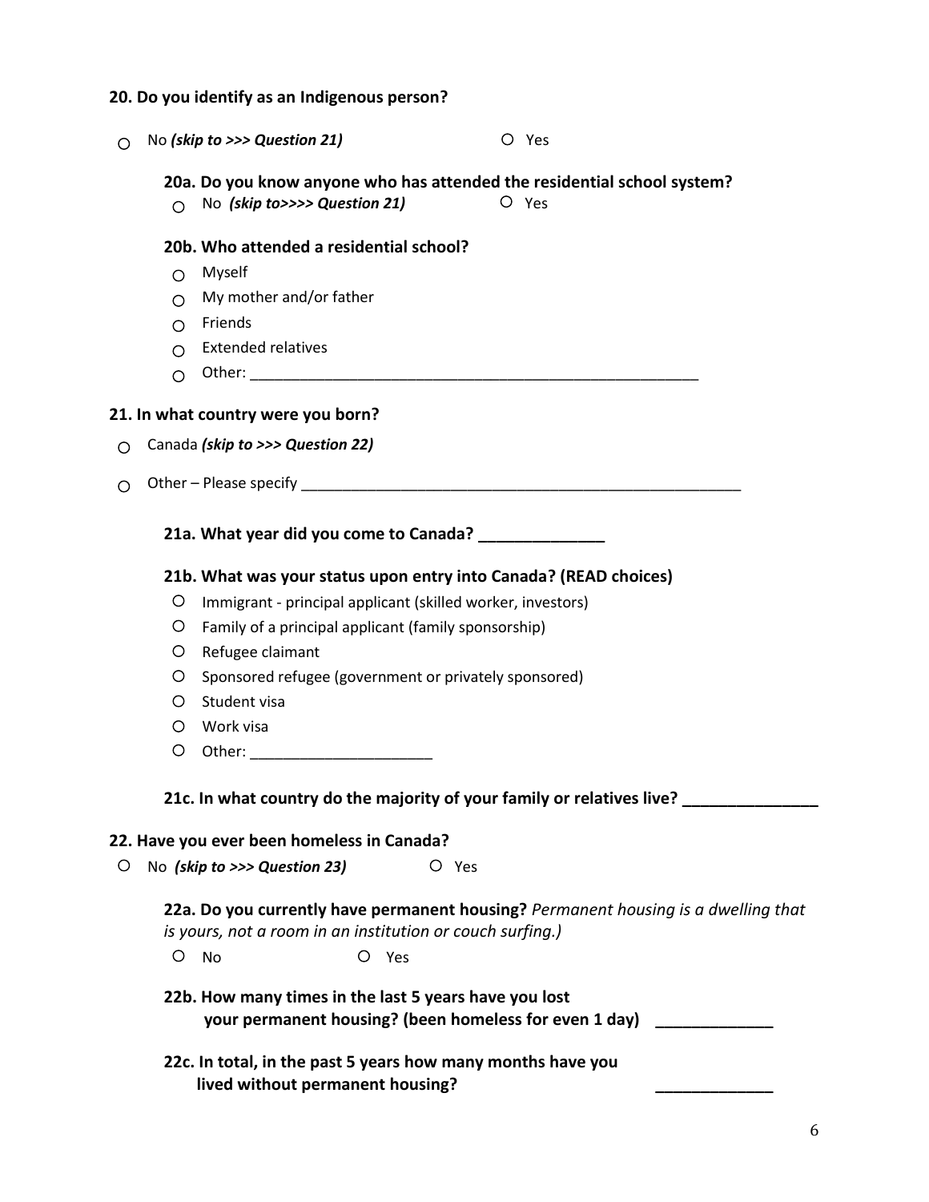**20. Do you identify as an Indigenous person?**

- ○ No ***(skip to >>> Question 21)*** ○ Yes

  **20a. Do you know anyone who has attended the residential school system?**

  - ○ No ***(skip to>>>> Question 21)*** ○ Yes

  **20b. Who attended a residential school?**

  - ○ Myself
  - ○ My mother and/or father
  - ○ Friends
  - ○ Extended relatives
  - ○ Other: ______________________________________________________

**21. In what country were you born?**

- ○ Canada ***(skip to >>> Question 22)***
- ○ Other – Please specify ______________________________________________________

  **21a. What year did you come to Canada? ______________**

  **21b. What was your status upon entry into Canada? (READ choices)**

  - ○ Immigrant - principal applicant (skilled worker, investors)
  - ○ Family of a principal applicant (family sponsorship)
  - ○ Refugee claimant
  - ○ Sponsored refugee (government or privately sponsored)
  - ○ Student visa
  - ○ Work visa
  - ○ Other: ______________________

  **21c. In what country do the majority of your family or relatives live? _______________**

**22. Have you ever been homeless in Canada?**

- ○ No ***(skip to >>> Question 23)*** ○ Yes

  **22a. Do you currently have permanent housing?** *Permanent housing is a dwelling that is yours, not a room in an institution or couch surfing.)*

  - ○ No ○ Yes

  **22b. How many times in the last 5 years have you lost your permanent housing? (been homeless for even 1 day) _____________**

  **22c. In total, in the past 5 years how many months have you lived without permanent housing? _____________**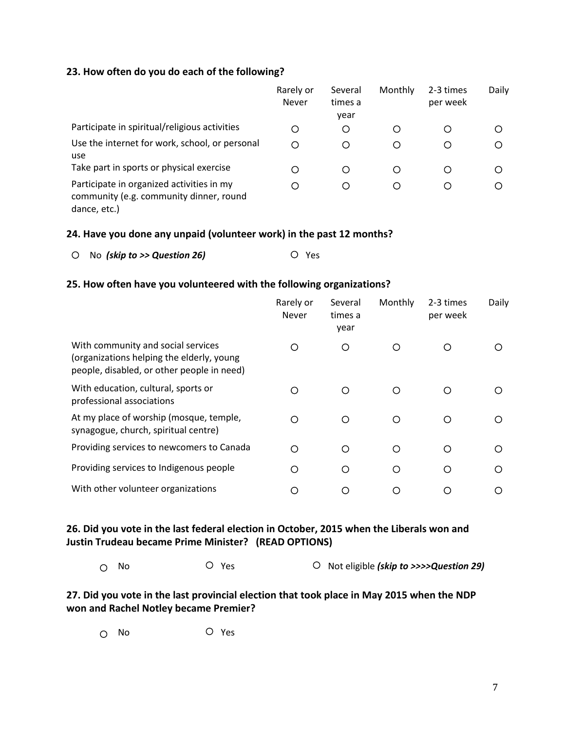**23. How often do you do each of the following?**

| | Rarely or Never | Several times a year | Monthly | 2-3 times per week | Daily |
|---|---|---|---|---|---|
| Participate in spiritual/religious activities | ○ | ○ | ○ | ○ | ○ |
| Use the internet for work, school, or personal use | ○ | ○ | ○ | ○ | ○ |
| Take part in sports or physical exercise | ○ | ○ | ○ | ○ | ○ |
| Participate in organized activities in my community (e.g. community dinner, round dance, etc.) | ○ | ○ | ○ | ○ | ○ |

**24. Have you done any unpaid (volunteer work) in the past 12 months?**

○ No ***(skip to >> Question 26)*** ○ Yes

**25. How often have you volunteered with the following organizations?**

| | Rarely or Never | Several times a year | Monthly | 2-3 times per week | Daily |
|---|---|---|---|---|---|
| With community and social services (organizations helping the elderly, young people, disabled, or other people in need) | ○ | ○ | ○ | ○ | ○ |
| With education, cultural, sports or professional associations | ○ | ○ | ○ | ○ | ○ |
| At my place of worship (mosque, temple, synagogue, church, spiritual centre) | ○ | ○ | ○ | ○ | ○ |
| Providing services to newcomers to Canada | ○ | ○ | ○ | ○ | ○ |
| Providing services to Indigenous people | ○ | ○ | ○ | ○ | ○ |
| With other volunteer organizations | ○ | ○ | ○ | ○ | ○ |

**26. Did you vote in the last federal election in October, 2015 when the Liberals won and Justin Trudeau became Prime Minister? (READ OPTIONS)**

○ No ○ Yes ○ Not eligible ***(skip to >>>>Question 29)***

**27. Did you vote in the last provincial election that took place in May 2015 when the NDP won and Rachel Notley became Premier?**

○ No ○ Yes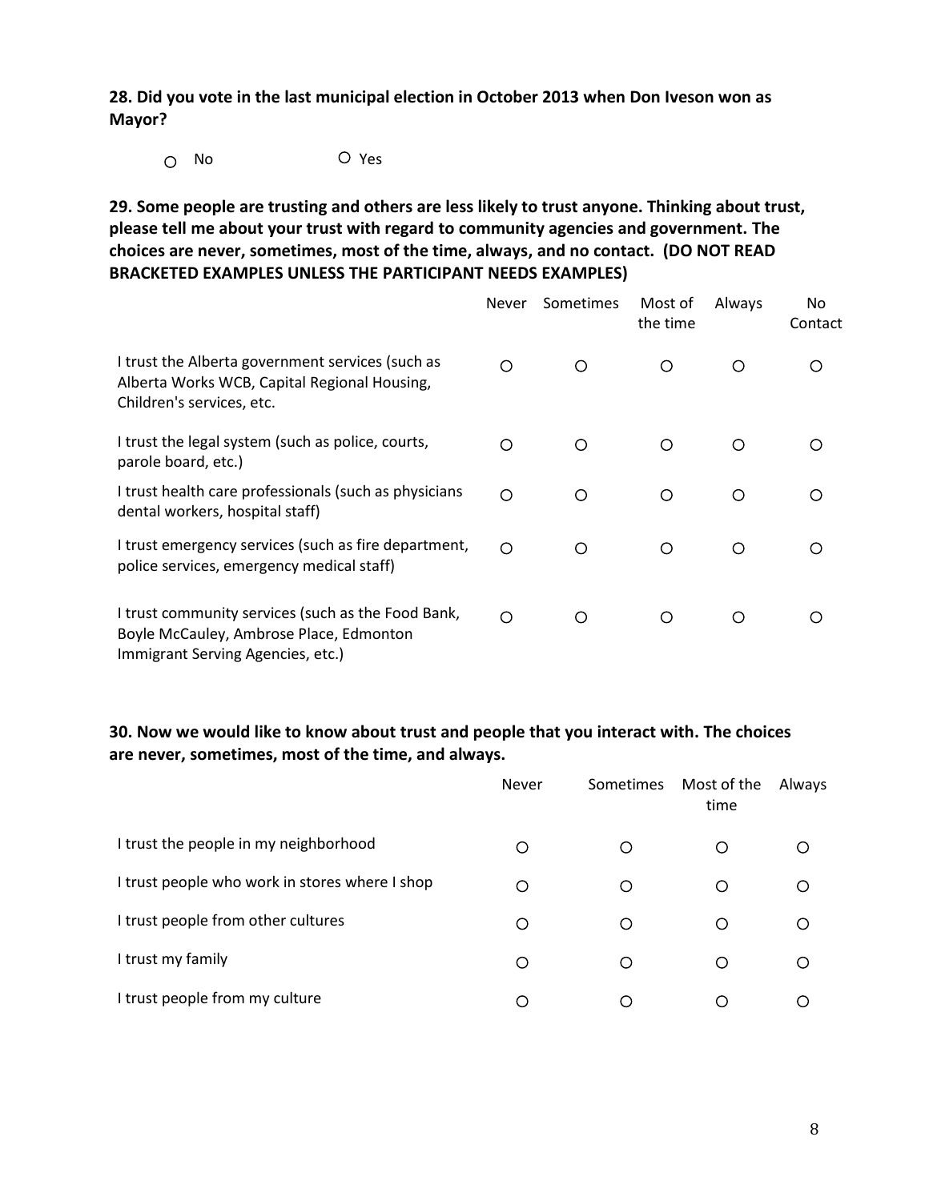**28. Did you vote in the last municipal election in October 2013 when Don Iveson won as Mayor?**

○ No ○ Yes

**29. Some people are trusting and others are less likely to trust anyone. Thinking about trust, please tell me about your trust with regard to community agencies and government. The choices are never, sometimes, most of the time, always, and no contact. (DO NOT READ BRACKETED EXAMPLES UNLESS THE PARTICIPANT NEEDS EXAMPLES)**

| | Never | Sometimes | Most of the time | Always | No Contact |
|---|---|---|---|---|---|
| I trust the Alberta government services (such as Alberta Works WCB, Capital Regional Housing, Children's services, etc. | ○ | ○ | ○ | ○ | ○ |
| I trust the legal system (such as police, courts, parole board, etc.) | ○ | ○ | ○ | ○ | ○ |
| I trust health care professionals (such as physicians dental workers, hospital staff) | ○ | ○ | ○ | ○ | ○ |
| I trust emergency services (such as fire department, police services, emergency medical staff) | ○ | ○ | ○ | ○ | ○ |
| I trust community services (such as the Food Bank, Boyle McCauley, Ambrose Place, Edmonton Immigrant Serving Agencies, etc.) | ○ | ○ | ○ | ○ | ○ |

**30. Now we would like to know about trust and people that you interact with. The choices are never, sometimes, most of the time, and always.**

| | Never | Sometimes | Most of the time | Always |
|---|---|---|---|---|
| I trust the people in my neighborhood | ○ | ○ | ○ | ○ |
| I trust people who work in stores where I shop | ○ | ○ | ○ | ○ |
| I trust people from other cultures | ○ | ○ | ○ | ○ |
| I trust my family | ○ | ○ | ○ | ○ |
| I trust people from my culture | ○ | ○ | ○ | ○ |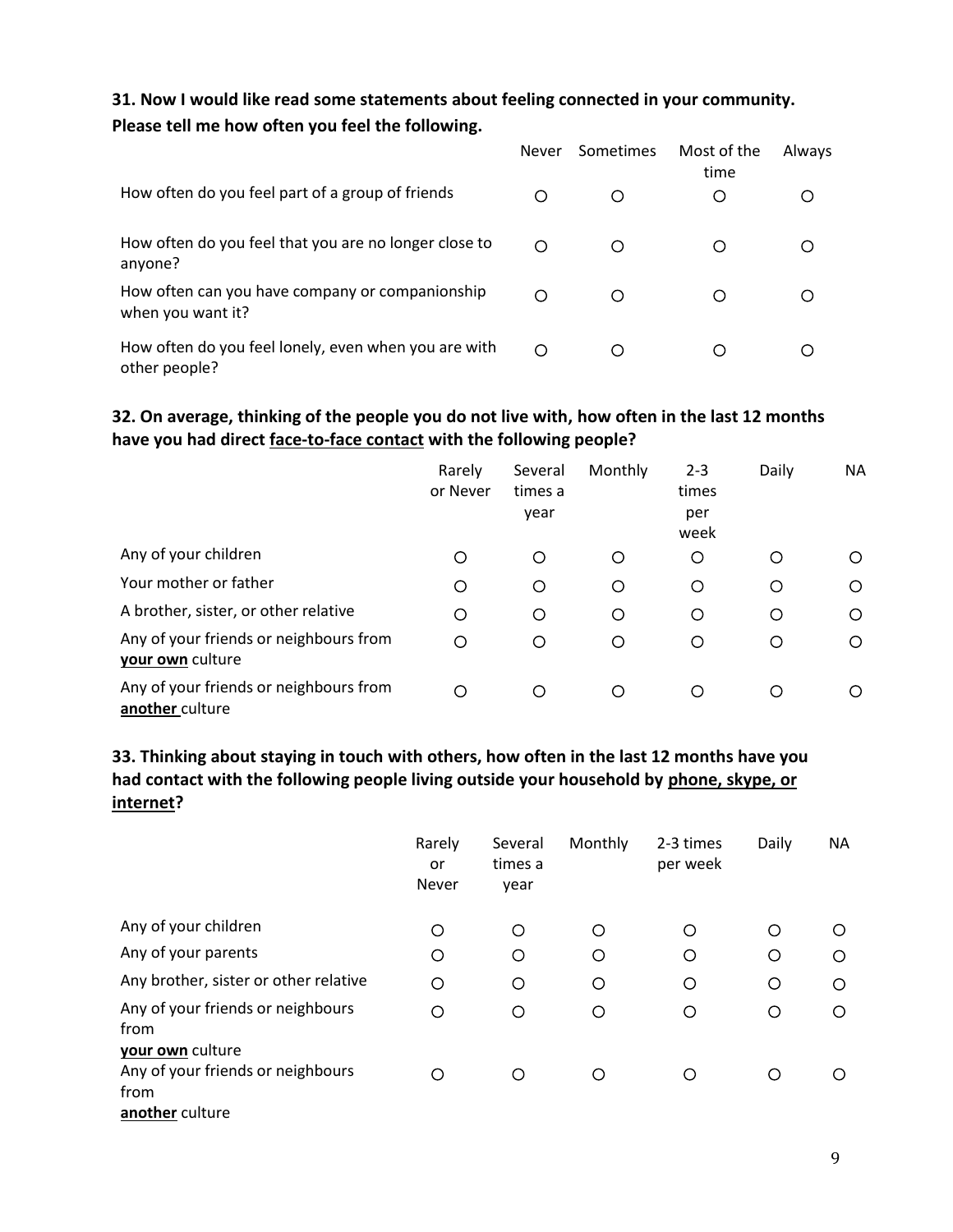**31. Now I would like read some statements about feeling connected in your community. Please tell me how often you feel the following.**

| | Never | Sometimes | Most of the time | Always |
|---|---|---|---|---|
| How often do you feel part of a group of friends | ○ | ○ | ○ | ○ |
| How often do you feel that you are no longer close to anyone? | ○ | ○ | ○ | ○ |
| How often can you have company or companionship when you want it? | ○ | ○ | ○ | ○ |
| How often do you feel lonely, even when you are with other people? | ○ | ○ | ○ | ○ |

**32. On average, thinking of the people you do not live with, how often in the last 12 months have you had direct <u>face-to-face contact</u> with the following people?**

| | Rarely or Never | Several times a year | Monthly | 2-3 times per week | Daily | NA |
|---|---|---|---|---|---|---|
| Any of your children | ○ | ○ | ○ | ○ | ○ | ○ |
| Your mother or father | ○ | ○ | ○ | ○ | ○ | ○ |
| A brother, sister, or other relative | ○ | ○ | ○ | ○ | ○ | ○ |
| Any of your friends or neighbours from **<u>your own</u>** culture | ○ | ○ | ○ | ○ | ○ | ○ |
| Any of your friends or neighbours from **<u>another</u>** culture | ○ | ○ | ○ | ○ | ○ | ○ |

**33. Thinking about staying in touch with others, how often in the last 12 months have you had contact with the following people living outside your household by <u>phone, skype, or internet</u>?**

| | Rarely or Never | Several times a year | Monthly | 2-3 times per week | Daily | NA |
|---|---|---|---|---|---|---|
| Any of your children | ○ | ○ | ○ | ○ | ○ | ○ |
| Any of your parents | ○ | ○ | ○ | ○ | ○ | ○ |
| Any brother, sister or other relative | ○ | ○ | ○ | ○ | ○ | ○ |
| Any of your friends or neighbours from **<u>your own</u>** culture | ○ | ○ | ○ | ○ | ○ | ○ |
| Any of your friends or neighbours from **<u>another</u>** culture | ○ | ○ | ○ | ○ | ○ | ○ |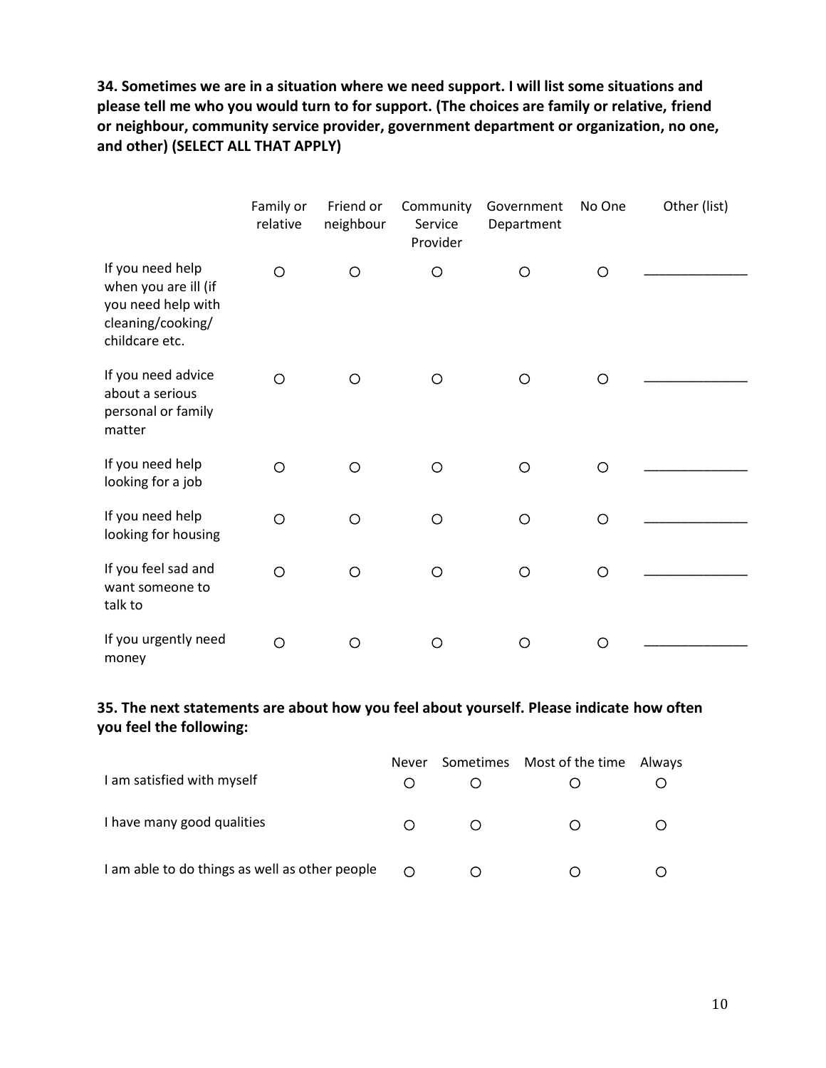**34. Sometimes we are in a situation where we need support. I will list some situations and please tell me who you would turn to for support. (The choices are family or relative, friend or neighbour, community service provider, government department or organization, no one, and other) (SELECT ALL THAT APPLY)**

| | Family or relative | Friend or neighbour | Community Service Provider | Government Department | No One | Other (list) |
|---|---|---|---|---|---|---|
| If you need help when you are ill (if you need help with cleaning/cooking/ childcare etc. | ○ | ○ | ○ | ○ | ○ | ______________ |
| If you need advice about a serious personal or family matter | ○ | ○ | ○ | ○ | ○ | ______________ |
| If you need help looking for a job | ○ | ○ | ○ | ○ | ○ | ______________ |
| If you need help looking for housing | ○ | ○ | ○ | ○ | ○ | ______________ |
| If you feel sad and want someone to talk to | ○ | ○ | ○ | ○ | ○ | ______________ |
| If you urgently need money | ○ | ○ | ○ | ○ | ○ | ______________ |

**35. The next statements are about how you feel about yourself. Please indicate how often you feel the following:**

| | Never | Sometimes | Most of the time | Always |
|---|---|---|---|---|
| I am satisfied with myself | ○ | ○ | ○ | ○ |
| I have many good qualities | ○ | ○ | ○ | ○ |
| I am able to do things as well as other people | ○ | ○ | ○ | ○ |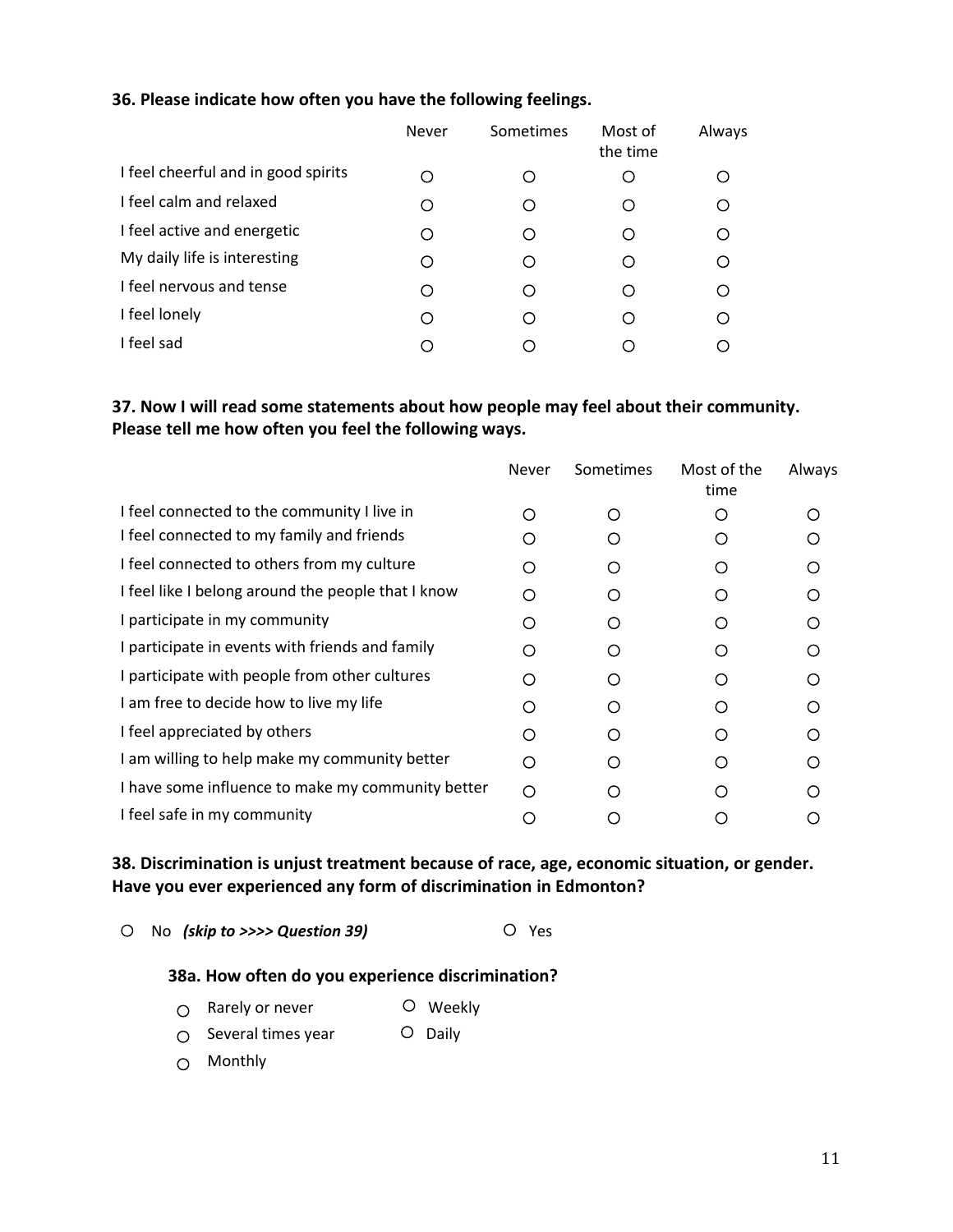**36. Please indicate how often you have the following feelings.**

| | Never | Sometimes | Most of the time | Always |
|---|---|---|---|---|
| I feel cheerful and in good spirits | ○ | ○ | ○ | ○ |
| I feel calm and relaxed | ○ | ○ | ○ | ○ |
| I feel active and energetic | ○ | ○ | ○ | ○ |
| My daily life is interesting | ○ | ○ | ○ | ○ |
| I feel nervous and tense | ○ | ○ | ○ | ○ |
| I feel lonely | ○ | ○ | ○ | ○ |
| I feel sad | ○ | ○ | ○ | ○ |

**37. Now I will read some statements about how people may feel about their community. Please tell me how often you feel the following ways.**

| | Never | Sometimes | Most of the time | Always |
|---|---|---|---|---|
| I feel connected to the community I live in | ○ | ○ | ○ | ○ |
| I feel connected to my family and friends | ○ | ○ | ○ | ○ |
| I feel connected to others from my culture | ○ | ○ | ○ | ○ |
| I feel like I belong around the people that I know | ○ | ○ | ○ | ○ |
| I participate in my community | ○ | ○ | ○ | ○ |
| I participate in events with friends and family | ○ | ○ | ○ | ○ |
| I participate with people from other cultures | ○ | ○ | ○ | ○ |
| I am free to decide how to live my life | ○ | ○ | ○ | ○ |
| I feel appreciated by others | ○ | ○ | ○ | ○ |
| I am willing to help make my community better | ○ | ○ | ○ | ○ |
| I have some influence to make my community better | ○ | ○ | ○ | ○ |
| I feel safe in my community | ○ | ○ | ○ | ○ |

**38. Discrimination is unjust treatment because of race, age, economic situation, or gender. Have you ever experienced any form of discrimination in Edmonton?**

- ○ No ***(skip to >>>> Question 39)***
- ○ Yes

**38a. How often do you experience discrimination?**

- ○ Rarely or never
- ○ Several times year
- ○ Monthly
- ○ Weekly
- ○ Daily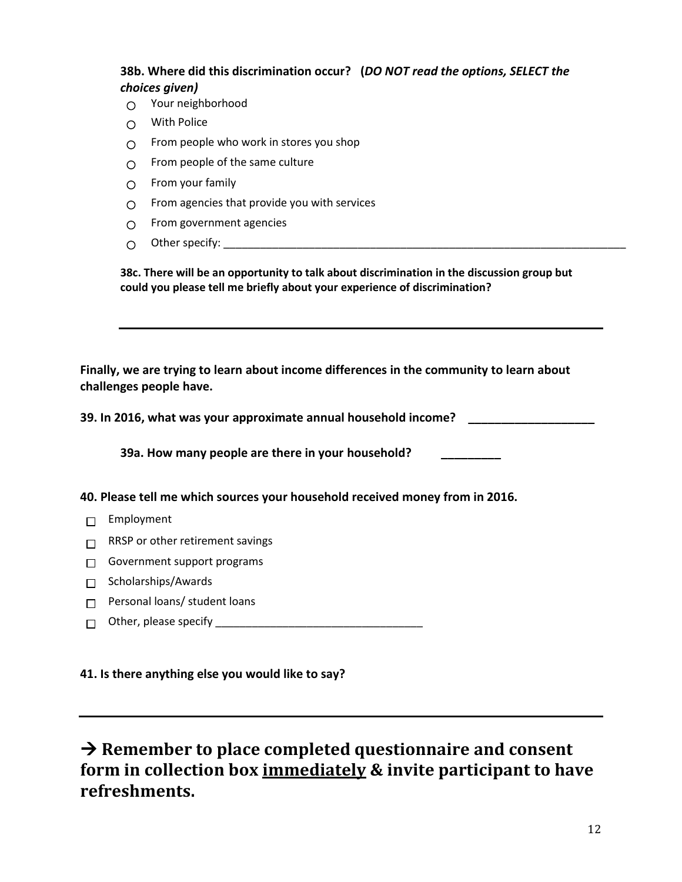**38b. Where did this discrimination occur? (*DO NOT read the options, SELECT the choices given)***

- ○ Your neighborhood
- ○ With Police
- ○ From people who work in stores you shop
- ○ From people of the same culture
- ○ From your family
- ○ From agencies that provide you with services
- ○ From government agencies
- ○ Other specify: ______________________________________________________________________

**38c. There will be an opportunity to talk about discrimination in the discussion group but could you please tell me briefly about your experience of discrimination?**

---

**Finally, we are trying to learn about income differences in the community to learn about challenges people have.**

**39. In 2016, what was your approximate annual household income? ____________________**

**39a. How many people are there in your household? _________**

**40. Please tell me which sources your household received money from in 2016.**

- ☐ Employment
- ☐ RRSP or other retirement savings
- ☐ Government support programs
- ☐ Scholarships/Awards
- ☐ Personal loans/ student loans
- ☐ Other, please specify __________________________________

**41. Is there anything else you would like to say?**

---

## → Remember to place completed questionnaire and consent form in collection box <u>immediately</u> & invite participant to have refreshments.